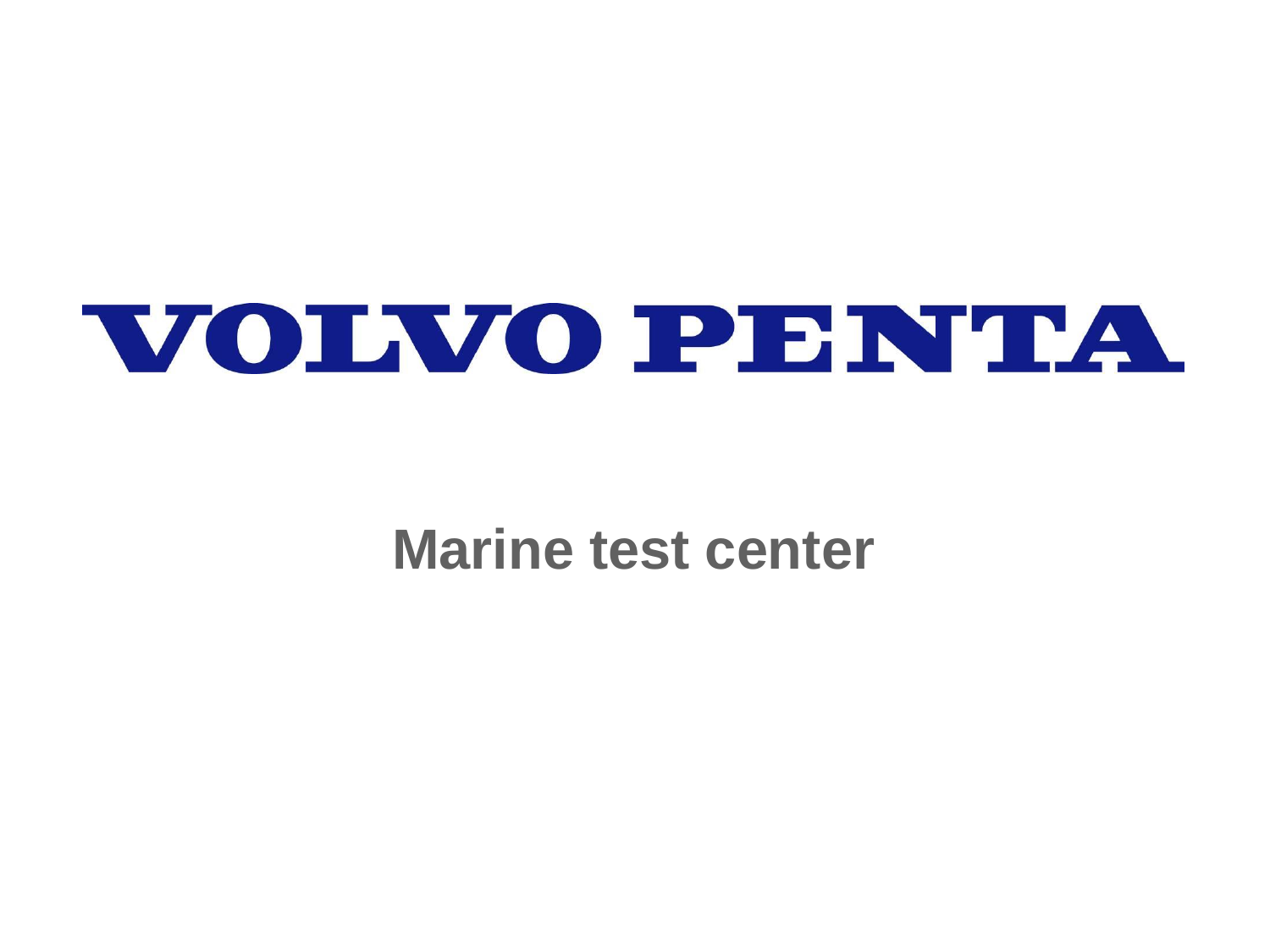# VOLVO PENTA

## Marine test center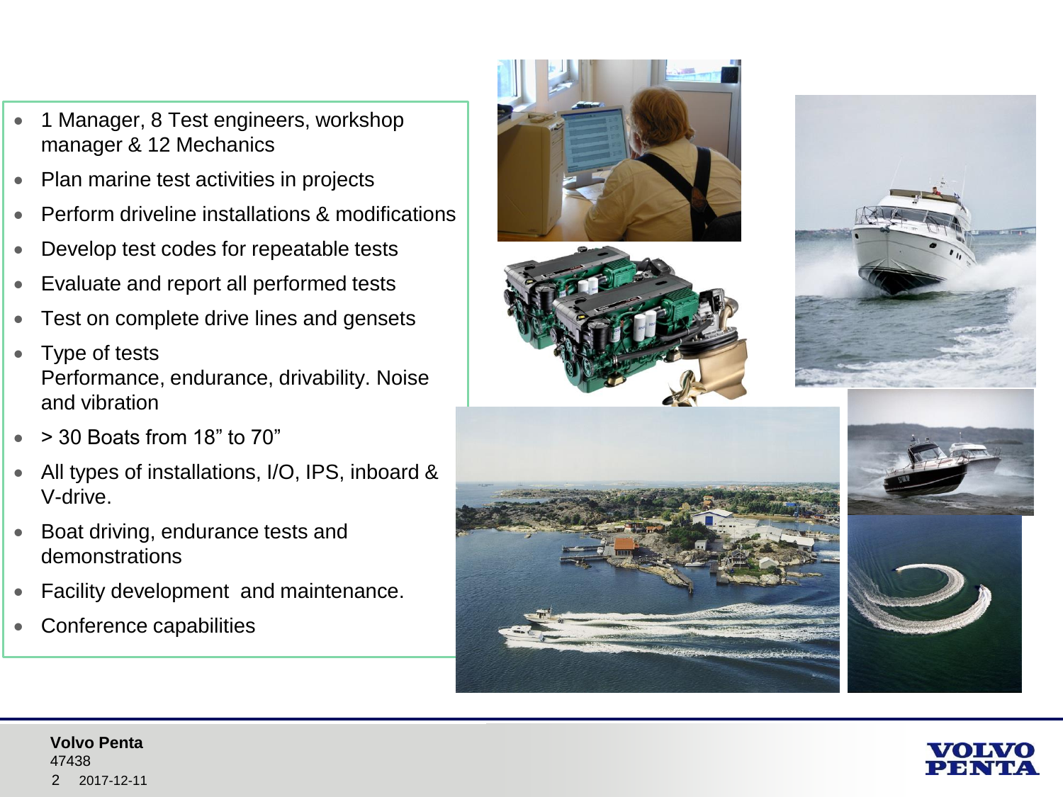- 1 Manager, 8 Test engineers, workshop manager & 12 Mechanics
- Plan marine test activities in projects
- Perform driveline installations & modifications
- Develop test codes for repeatable tests
- Evaluate and report all performed tests
- Test on complete drive lines and gensets
- Type of tests
  Performance, endurance, drivability. Noise and vibration
- > 30 Boats from 18” to 70”
- All types of installations, I/O, IPS, inboard & V-drive.
- Boat driving, endurance tests and demonstrations
- Facility development  and maintenance.
- Conference capabilities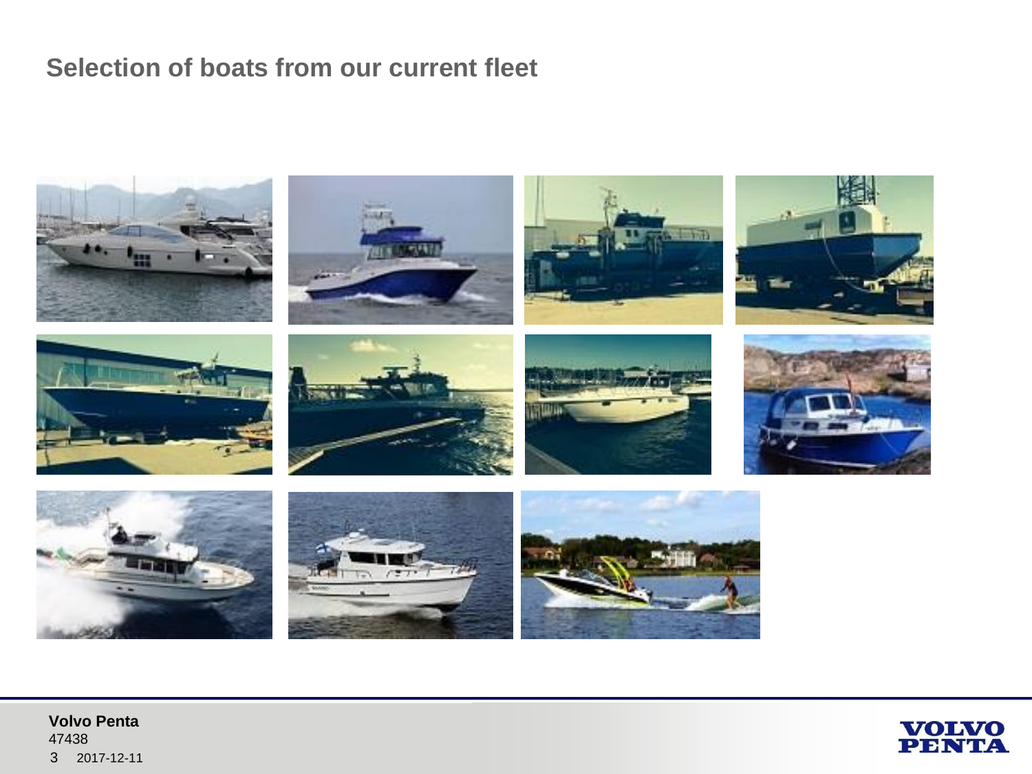## Selection of boats from our current fleet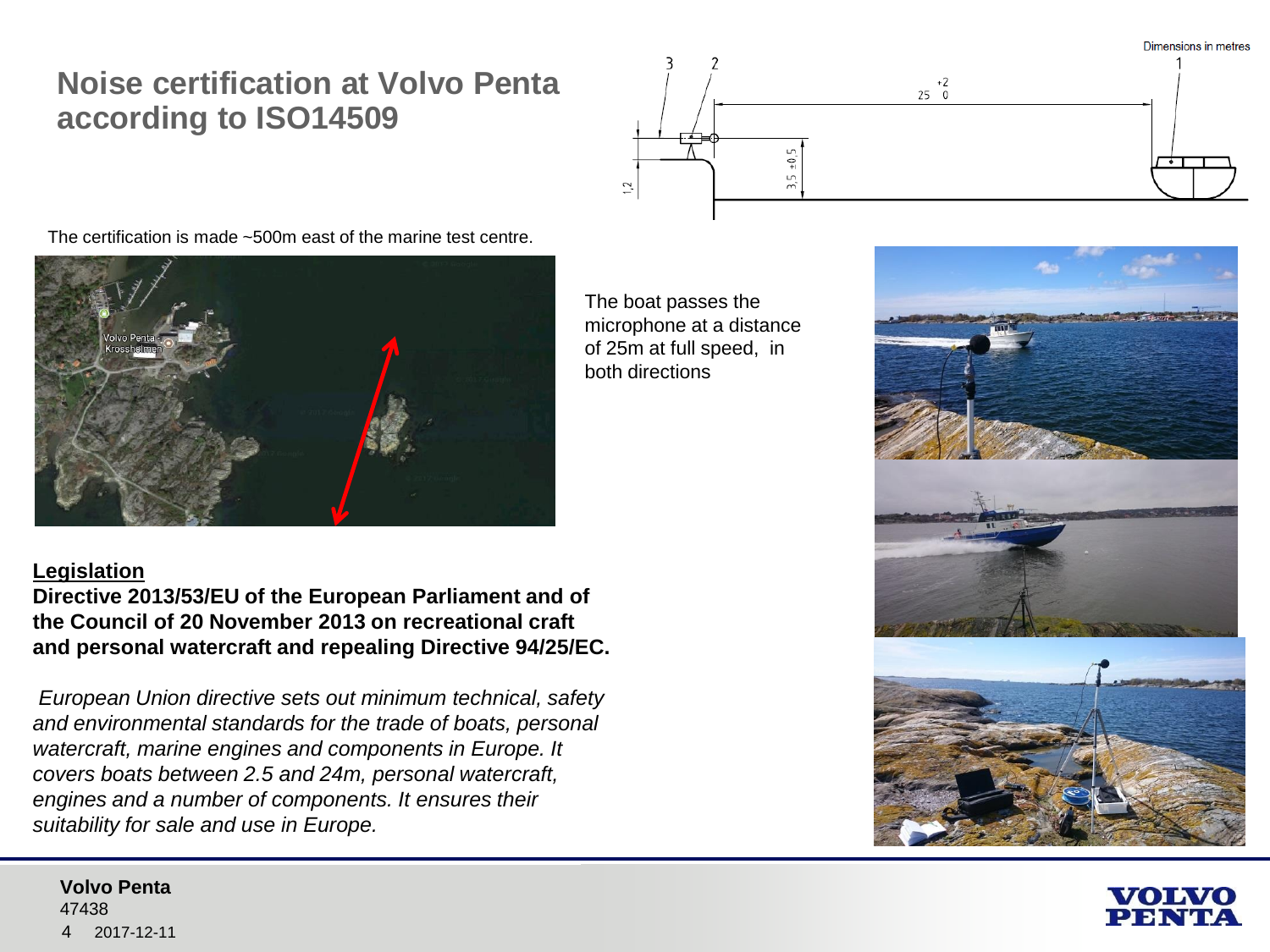# Noise certification at Volvo Penta according to ISO14509

Dimensions in metres

3
2
1
$25^{+2}_{0}$
1,2
3,5 ±0,5

The certification is made ~500m east of the marine test centre.

Volvo Penta - Krossholmen

The boat passes the microphone at a distance of 25m at full speed, in both directions

**Legislation**

**Directive 2013/53/EU of the European Parliament and of the Council of 20 November 2013 on recreational craft and personal watercraft and repealing Directive 94/25/EC.**

*European Union directive sets out minimum technical, safety and environmental standards for the trade of boats, personal watercraft, marine engines and components in Europe. It covers boats between 2.5 and 24m, personal watercraft, engines and a number of components. It ensures their suitability for sale and use in Europe.*

**Volvo Penta**
47438
2017-12-11